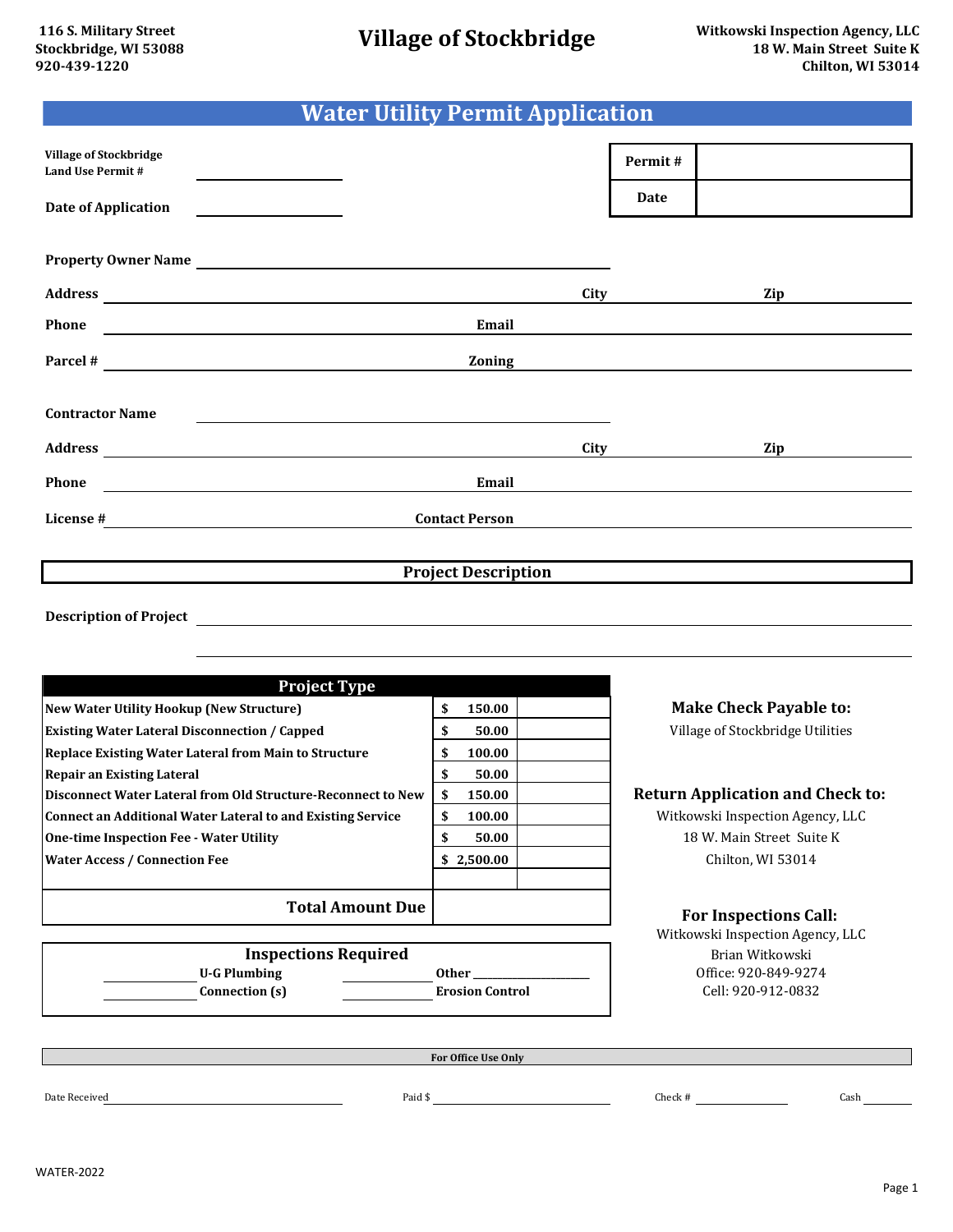116 S. Military Street
Stockbridge, WI 53088
920-439-1220

# Village of Stockbridge

Witkowski Inspection Agency, LLC
18 W. Main Street Suite K
Chilton, WI 53014

## Water Utility Permit Application

**Village of Stockbridge Land Use Permit #** ____________

**Date of Application** ____________

| Permit # | |
|---|---|
| Date | |

**Property Owner Name** ____________________

**Address** ____________________ **City** ____________ **Zip** ________

**Phone** ____________________ **Email** ____________________

**Parcel #** ____________________ **Zoning** ____________________

**Contractor Name** ____________________

**Address** ____________________ **City** ____________ **Zip** ________

**Phone** ____________________ **Email** ____________________

**License #** ____________________ **Contact Person** ____________________

### Project Description

**Description of Project** ________________________________________

________________________________________

| Project Type | | |
|---|---|---|
| New Water Utility Hookup (New Structure) | $ 150.00 | |
| Existing Water Lateral Disconnection / Capped | $ 50.00 | |
| Replace Existing Water Lateral from Main to Structure | $ 100.00 | |
| Repair an Existing Lateral | $ 50.00 | |
| Disconnect Water Lateral from Old Structure-Reconnect to New | $ 150.00 | |
| Connect an Additional Water Lateral to and Existing Service | $ 100.00 | |
| One-time Inspection Fee - Water Utility | $ 50.00 | |
| Water Access / Connection Fee | $ 2,500.00 | |
| | | |
| **Total Amount Due** | | |

**Inspections Required**

________ U-G Plumbing ________ Other ____________

________ Connection (s) ________ Erosion Control

**Make Check Payable to:**
Village of Stockbridge Utilities

**Return Application and Check to:**
Witkowski Inspection Agency, LLC
18 W. Main Street Suite K
Chilton, WI 53014

**For Inspections Call:**
Witkowski Inspection Agency, LLC
Brian Witkowski
Office: 920-849-9274
Cell: 920-912-0832

**For Office Use Only**

Date Received ____________ Paid $ ____________ Check # ________ Cash ________

WATER-2022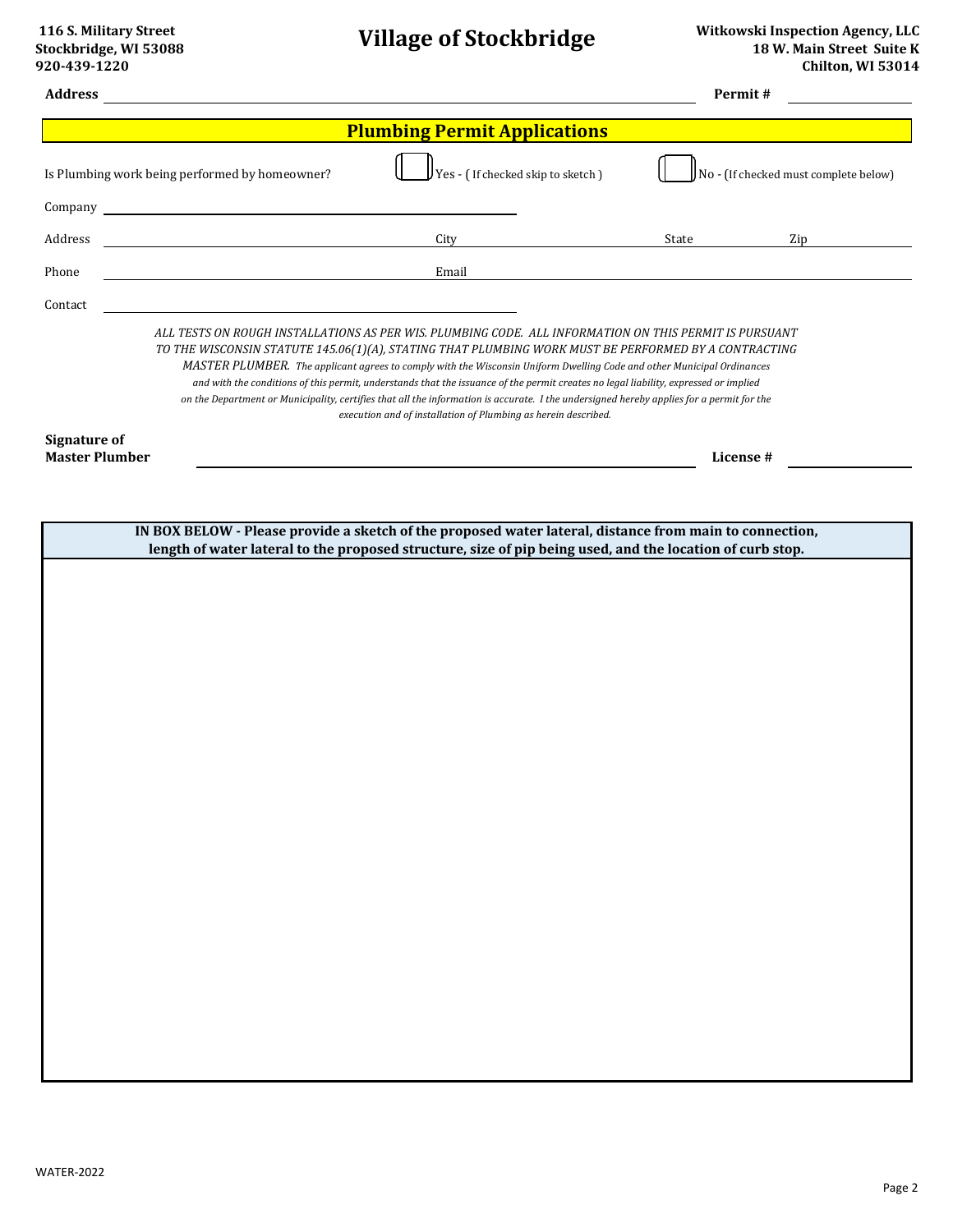**116 S. Military Street**
**Stockbridge, WI 53088**
**920-439-1220**

# Village of Stockbridge

**Witkowski Inspection Agency, LLC**
**18 W. Main Street Suite K**
**Chilton, WI 53014**

**Address** ______________________________ **Permit #** __________

## Plumbing Permit Applications

Is Plumbing work being performed by homeowner? ☐ Yes - ( If checked skip to sketch ) ☐ No - (If checked must complete below)

Company ______________________________

Address ______________________________ City ______________ State ______ Zip ______

Phone ______________________________ Email ______________________________

Contact ______________________________

*ALL TESTS ON ROUGH INSTALLATIONS AS PER WIS. PLUMBING CODE. ALL INFORMATION ON THIS PERMIT IS PURSUANT TO THE WISCONSIN STATUTE 145.06(1)(A), STATING THAT PLUMBING WORK MUST BE PERFORMED BY A CONTRACTING MASTER PLUMBER. The applicant agrees to comply with the Wisconsin Uniform Dwelling Code and other Municipal Ordinances and with the conditions of this permit, understands that the issuance of the permit creates no legal liability, expressed or implied on the Department or Municipality, certifies that all the information is accurate. I the undersigned hereby applies for a permit for the execution and of installation of Plumbing as herein described.*

**Signature of Master Plumber** ______________________________ **License #** __________

**IN BOX BELOW - Please provide a sketch of the proposed water lateral, distance from main to connection, length of water lateral to the proposed structure, size of pip being used, and the location of curb stop.**

WATER-2022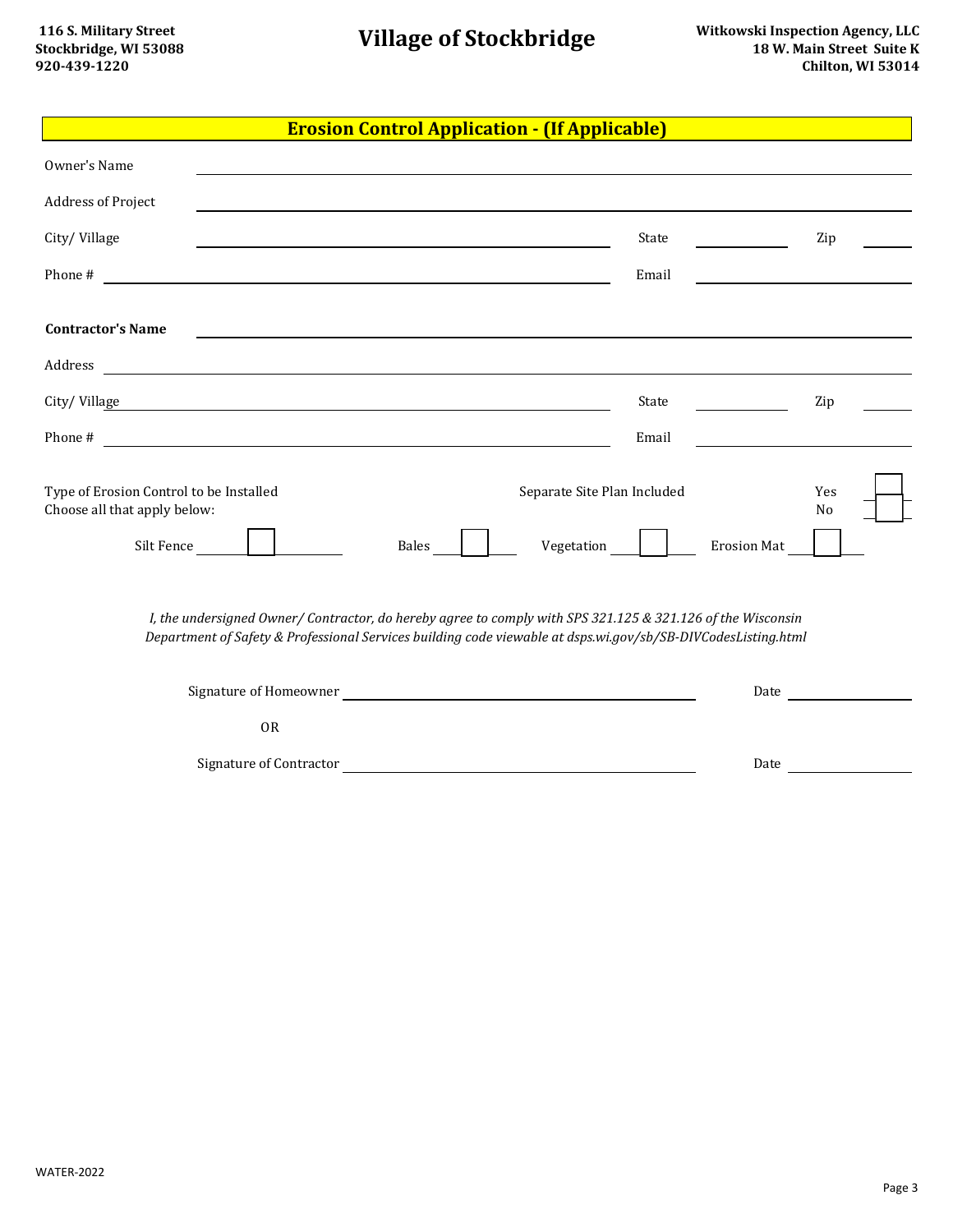116 S. Military Street
Stockbridge, WI 53088
920-439-1220

# Village of Stockbridge

Witkowski Inspection Agency, LLC
18 W. Main Street Suite K
Chilton, WI 53014

## Erosion Control Application - (If Applicable)

Owner's Name ______________________________

Address of Project ______________________________

City/ Village ______________________________ State __________ Zip ______

Phone # ______________________________ Email ______________________________

**Contractor's Name** ______________________________

Address ______________________________

City/ Village ______________________________ State __________ Zip ______

Phone # ______________________________ Email ______________________________

Type of Erosion Control to be Installed
Choose all that apply below:

Separate Site Plan Included Yes ☐ No ☐

Silt Fence ☐ Bales ☐ Vegetation ☐ Erosion Mat ☐

*I, the undersigned Owner/ Contractor, do hereby agree to comply with SPS 321.125 & 321.126 of the Wisconsin Department of Safety & Professional Services building code viewable at dsps.wi.gov/sb/SB-DIVCodesListing.html*

Signature of Homeowner ______________________________ Date __________

OR

Signature of Contractor ______________________________ Date __________

WATER-2022